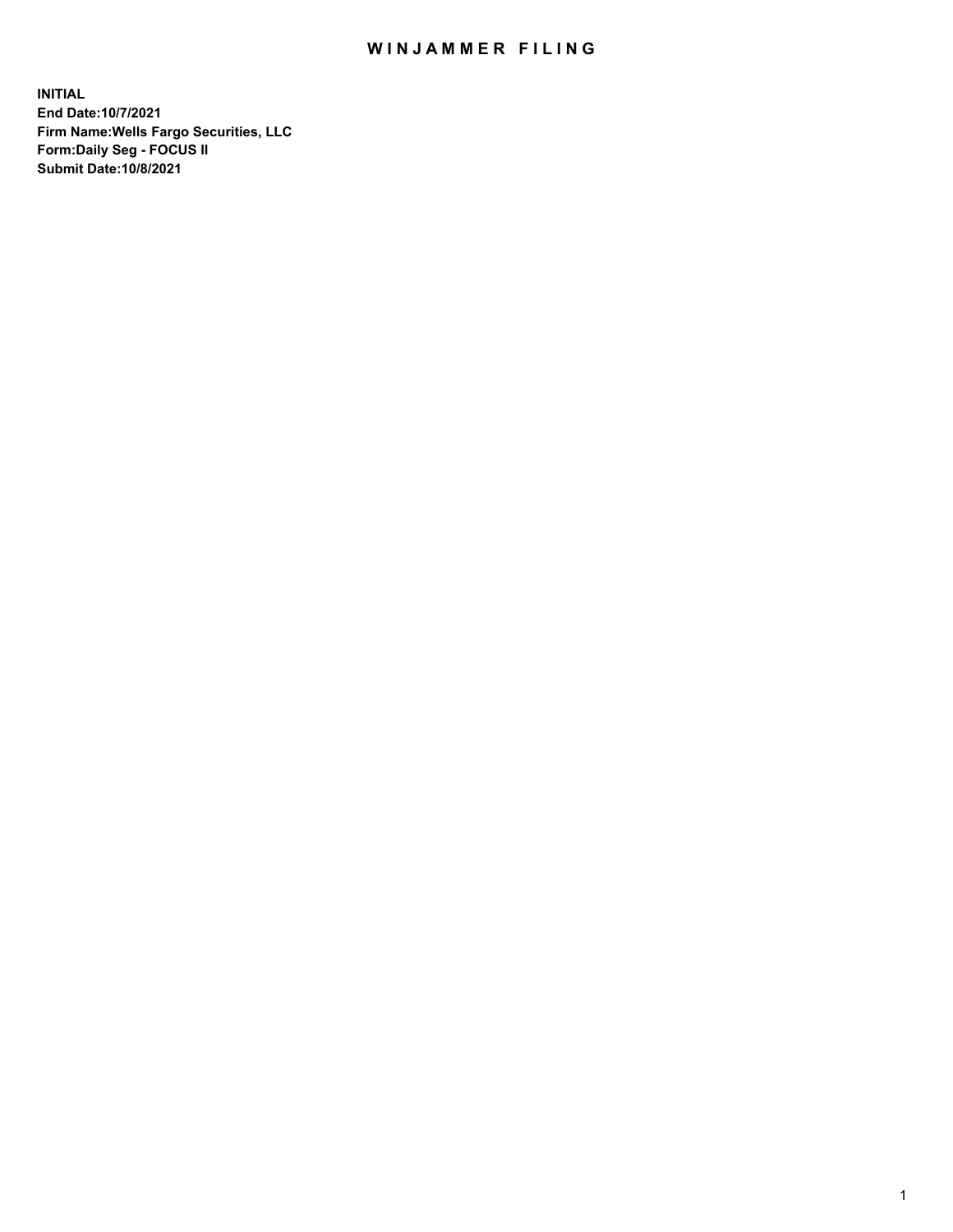# WINJAMMER FILING

**INITIAL**
**End Date:10/7/2021**
**Firm Name:Wells Fargo Securities, LLC**
**Form:Daily Seg - FOCUS II**
**Submit Date:10/8/2021**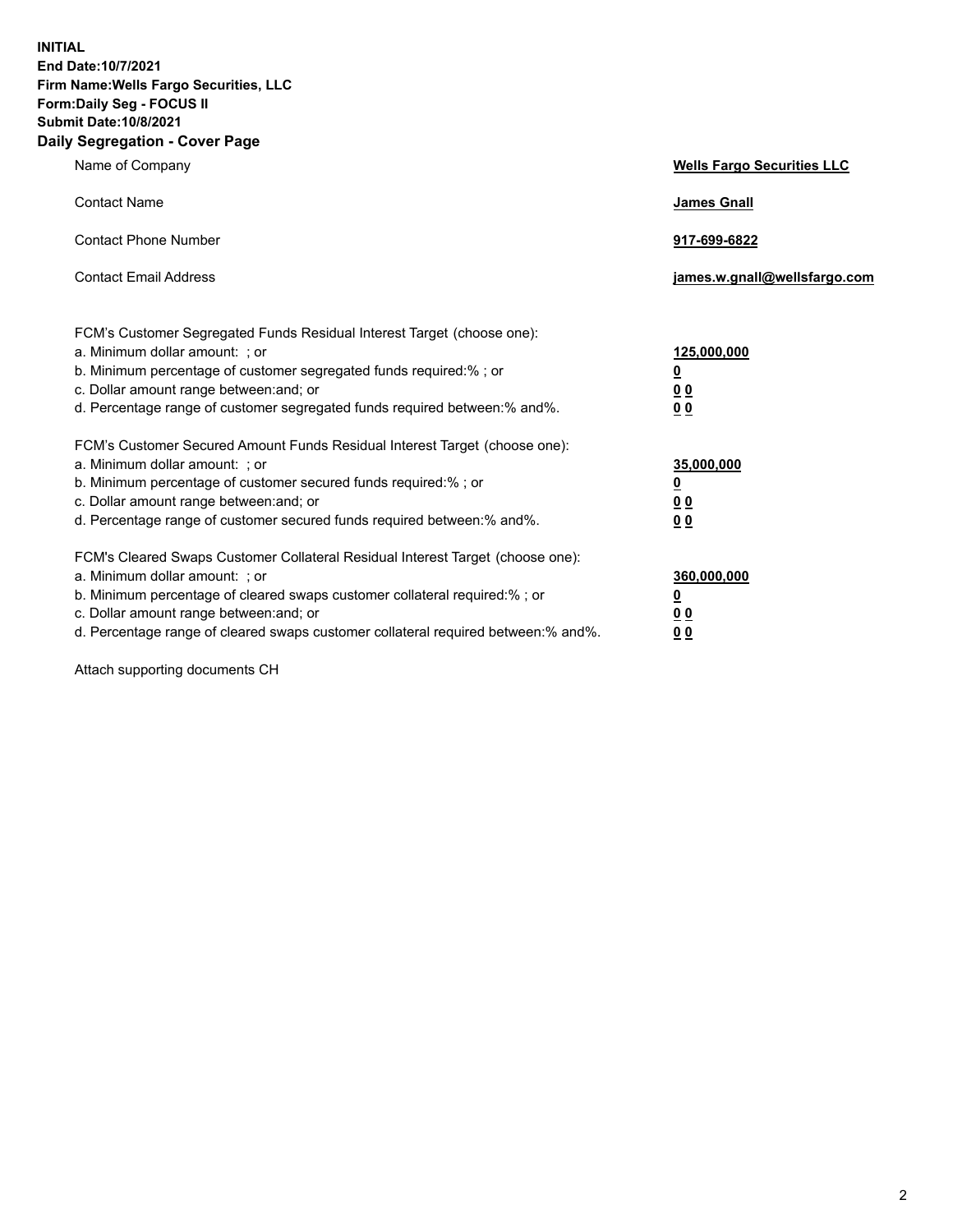**INITIAL**
**End Date:10/7/2021**
**Firm Name:Wells Fargo Securities, LLC**
**Form:Daily Seg - FOCUS II**
**Submit Date:10/8/2021**

## Daily Segregation - Cover Page

| | |
|---|---|
| Name of Company | **Wells Fargo Securities LLC** |
| Contact Name | **James Gnall** |
| Contact Phone Number | **917-699-6822** |
| Contact Email Address | **james.w.gnall@wellsfargo.com** |

FCM's Customer Segregated Funds Residual Interest Target (choose one):

| | |
|---|---|
| a. Minimum dollar amount: ; or | **125,000,000** |
| b. Minimum percentage of customer segregated funds required:% ; or | **0** |
| c. Dollar amount range between:and; or | **0 0** |
| d. Percentage range of customer segregated funds required between:% and%. | **0 0** |

FCM's Customer Secured Amount Funds Residual Interest Target (choose one):

| | |
|---|---|
| a. Minimum dollar amount: ; or | **35,000,000** |
| b. Minimum percentage of customer secured funds required:% ; or | **0** |
| c. Dollar amount range between:and; or | **0 0** |
| d. Percentage range of customer secured funds required between:% and%. | **0 0** |

FCM's Cleared Swaps Customer Collateral Residual Interest Target (choose one):

| | |
|---|---|
| a. Minimum dollar amount: ; or | **360,000,000** |
| b. Minimum percentage of cleared swaps customer collateral required:% ; or | **0** |
| c. Dollar amount range between:and; or | **0 0** |
| d. Percentage range of cleared swaps customer collateral required between:% and%. | **0 0** |

Attach supporting documents CH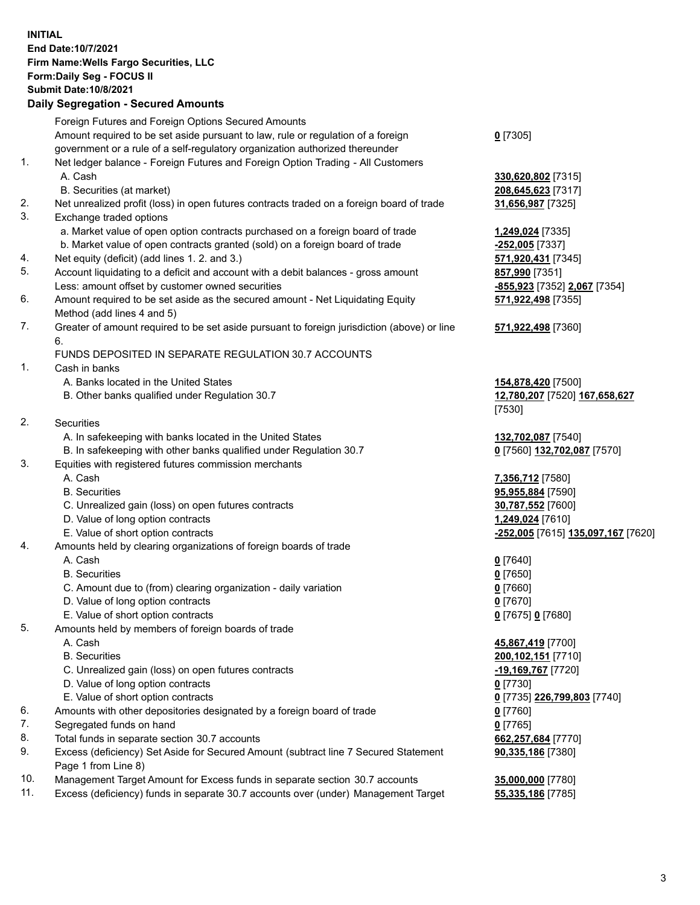**INITIAL**
**End Date:10/7/2021**
**Firm Name:Wells Fargo Securities, LLC**
**Form:Daily Seg - FOCUS II**
**Submit Date:10/8/2021**

## Daily Segregation - Secured Amounts

| | | |
|---|---|---|
| | Foreign Futures and Foreign Options Secured Amounts | |
| | Amount required to be set aside pursuant to law, rule or regulation of a foreign government or a rule of a self-regulatory organization authorized thereunder | **0** [7305] |
| 1. | Net ledger balance - Foreign Futures and Foreign Option Trading - All Customers | |
| | A. Cash | **330,620,802** [7315] |
| | B. Securities (at market) | **208,645,623** [7317] |
| 2. | Net unrealized profit (loss) in open futures contracts traded on a foreign board of trade | **31,656,987** [7325] |
| 3. | Exchange traded options | |
| | a. Market value of open option contracts purchased on a foreign board of trade | **1,249,024** [7335] |
| | b. Market value of open contracts granted (sold) on a foreign board of trade | **-252,005** [7337] |
| 4. | Net equity (deficit) (add lines 1. 2. and 3.) | **571,920,431** [7345] |
| 5. | Account liquidating to a deficit and account with a debit balances - gross amount | **857,990** [7351] |
| | Less: amount offset by customer owned securities | **-855,923** [7352] **2,067** [7354] |
| 6. | Amount required to be set aside as the secured amount - Net Liquidating Equity Method (add lines 4 and 5) | **571,922,498** [7355] |
| 7. | Greater of amount required to be set aside pursuant to foreign jurisdiction (above) or line 6. | **571,922,498** [7360] |
| | FUNDS DEPOSITED IN SEPARATE REGULATION 30.7 ACCOUNTS | |
| 1. | Cash in banks | |
| | A. Banks located in the United States | **154,878,420** [7500] |
| | B. Other banks qualified under Regulation 30.7 | **12,780,207** [7520] **167,658,627** [7530] |
| 2. | Securities | |
| | A. In safekeeping with banks located in the United States | **132,702,087** [7540] |
| | B. In safekeeping with other banks qualified under Regulation 30.7 | **0** [7560] **132,702,087** [7570] |
| 3. | Equities with registered futures commission merchants | |
| | A. Cash | **7,356,712** [7580] |
| | B. Securities | **95,955,884** [7590] |
| | C. Unrealized gain (loss) on open futures contracts | **30,787,552** [7600] |
| | D. Value of long option contracts | **1,249,024** [7610] |
| | E. Value of short option contracts | **-252,005** [7615] **135,097,167** [7620] |
| 4. | Amounts held by clearing organizations of foreign boards of trade | |
| | A. Cash | **0** [7640] |
| | B. Securities | **0** [7650] |
| | C. Amount due to (from) clearing organization - daily variation | **0** [7660] |
| | D. Value of long option contracts | **0** [7670] |
| | E. Value of short option contracts | **0** [7675] **0** [7680] |
| 5. | Amounts held by members of foreign boards of trade | |
| | A. Cash | **45,867,419** [7700] |
| | B. Securities | **200,102,151** [7710] |
| | C. Unrealized gain (loss) on open futures contracts | **-19,169,767** [7720] |
| | D. Value of long option contracts | **0** [7730] |
| | E. Value of short option contracts | **0** [7735] **226,799,803** [7740] |
| 6. | Amounts with other depositories designated by a foreign board of trade | **0** [7760] |
| 7. | Segregated funds on hand | **0** [7765] |
| 8. | Total funds in separate section 30.7 accounts | **662,257,684** [7770] |
| 9. | Excess (deficiency) Set Aside for Secured Amount (subtract line 7 Secured Statement Page 1 from Line 8) | **90,335,186** [7380] |
| 10. | Management Target Amount for Excess funds in separate section 30.7 accounts | **35,000,000** [7780] |
| 11. | Excess (deficiency) funds in separate 30.7 accounts over (under) Management Target | **55,335,186** [7785] |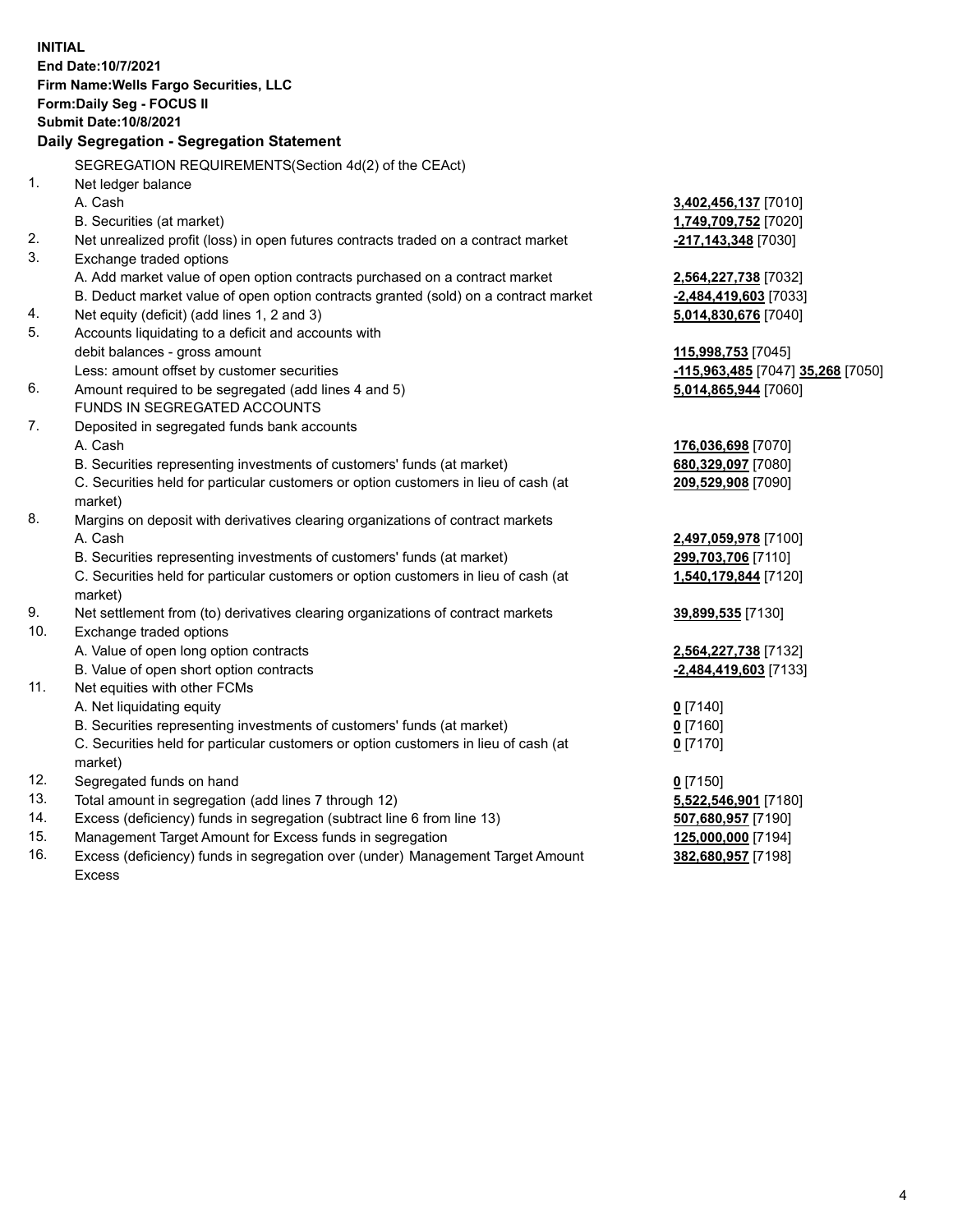**INITIAL**
**End Date:10/7/2021**
**Firm Name:Wells Fargo Securities, LLC**
**Form:Daily Seg - FOCUS II**
**Submit Date:10/8/2021**

## Daily Segregation - Segregation Statement

SEGREGATION REQUIREMENTS(Section 4d(2) of the CEAct)

| | | |
|---|---|---|
| 1. | Net ledger balance | |
| | A. Cash | **3,402,456,137** [7010] |
| | B. Securities (at market) | **1,749,709,752** [7020] |
| 2. | Net unrealized profit (loss) in open futures contracts traded on a contract market | **-217,143,348** [7030] |
| 3. | Exchange traded options | |
| | A. Add market value of open option contracts purchased on a contract market | **2,564,227,738** [7032] |
| | B. Deduct market value of open option contracts granted (sold) on a contract market | **-2,484,419,603** [7033] |
| 4. | Net equity (deficit) (add lines 1, 2 and 3) | **5,014,830,676** [7040] |
| 5. | Accounts liquidating to a deficit and accounts with | |
| | debit balances - gross amount | **115,998,753** [7045] |
| | Less: amount offset by customer securities | **-115,963,485** [7047] **35,268** [7050] |
| 6. | Amount required to be segregated (add lines 4 and 5) | **5,014,865,944** [7060] |
| | FUNDS IN SEGREGATED ACCOUNTS | |
| 7. | Deposited in segregated funds bank accounts | |
| | A. Cash | **176,036,698** [7070] |
| | B. Securities representing investments of customers' funds (at market) | **680,329,097** [7080] |
| | C. Securities held for particular customers or option customers in lieu of cash (at market) | **209,529,908** [7090] |
| 8. | Margins on deposit with derivatives clearing organizations of contract markets | |
| | A. Cash | **2,497,059,978** [7100] |
| | B. Securities representing investments of customers' funds (at market) | **299,703,706** [7110] |
| | C. Securities held for particular customers or option customers in lieu of cash (at market) | **1,540,179,844** [7120] |
| 9. | Net settlement from (to) derivatives clearing organizations of contract markets | **39,899,535** [7130] |
| 10. | Exchange traded options | |
| | A. Value of open long option contracts | **2,564,227,738** [7132] |
| | B. Value of open short option contracts | **-2,484,419,603** [7133] |
| 11. | Net equities with other FCMs | |
| | A. Net liquidating equity | **0** [7140] |
| | B. Securities representing investments of customers' funds (at market) | **0** [7160] |
| | C. Securities held for particular customers or option customers in lieu of cash (at market) | **0** [7170] |
| 12. | Segregated funds on hand | **0** [7150] |
| 13. | Total amount in segregation (add lines 7 through 12) | **5,522,546,901** [7180] |
| 14. | Excess (deficiency) funds in segregation (subtract line 6 from line 13) | **507,680,957** [7190] |
| 15. | Management Target Amount for Excess funds in segregation | **125,000,000** [7194] |
| 16. | Excess (deficiency) funds in segregation over (under) Management Target Amount Excess | **382,680,957** [7198] |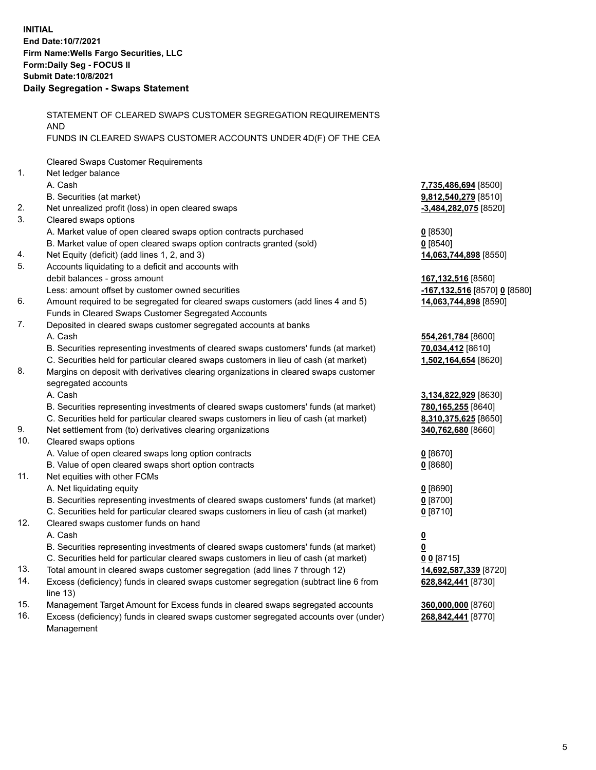**INITIAL**
**End Date:10/7/2021**
**Firm Name:Wells Fargo Securities, LLC**
**Form:Daily Seg - FOCUS II**
**Submit Date:10/8/2021**
**Daily Segregation - Swaps Statement**

STATEMENT OF CLEARED SWAPS CUSTOMER SEGREGATION REQUIREMENTS AND FUNDS IN CLEARED SWAPS CUSTOMER ACCOUNTS UNDER 4D(F) OF THE CEA

| | | |
|---|---|---|
| | Cleared Swaps Customer Requirements | |
| 1. | Net ledger balance | |
| | A. Cash | **7,735,486,694** [8500] |
| | B. Securities (at market) | **9,812,540,279** [8510] |
| 2. | Net unrealized profit (loss) in open cleared swaps | **-3,484,282,075** [8520] |
| 3. | Cleared swaps options | |
| | A. Market value of open cleared swaps option contracts purchased | **0** [8530] |
| | B. Market value of open cleared swaps option contracts granted (sold) | **0** [8540] |
| 4. | Net Equity (deficit) (add lines 1, 2, and 3) | **14,063,744,898** [8550] |
| 5. | Accounts liquidating to a deficit and accounts with debit balances - gross amount | **167,132,516** [8560] |
| | Less: amount offset by customer owned securities | **-167,132,516** [8570] **0** [8580] |
| 6. | Amount required to be segregated for cleared swaps customers (add lines 4 and 5) | **14,063,744,898** [8590] |
| | Funds in Cleared Swaps Customer Segregated Accounts | |
| 7. | Deposited in cleared swaps customer segregated accounts at banks | |
| | A. Cash | **554,261,784** [8600] |
| | B. Securities representing investments of cleared swaps customers' funds (at market) | **70,034,412** [8610] |
| | C. Securities held for particular cleared swaps customers in lieu of cash (at market) | **1,502,164,654** [8620] |
| 8. | Margins on deposit with derivatives clearing organizations in cleared swaps customer segregated accounts | |
| | A. Cash | **3,134,822,929** [8630] |
| | B. Securities representing investments of cleared swaps customers' funds (at market) | **780,165,255** [8640] |
| | C. Securities held for particular cleared swaps customers in lieu of cash (at market) | **8,310,375,625** [8650] |
| 9. | Net settlement from (to) derivatives clearing organizations | **340,762,680** [8660] |
| 10. | Cleared swaps options | |
| | A. Value of open cleared swaps long option contracts | **0** [8670] |
| | B. Value of open cleared swaps short option contracts | **0** [8680] |
| 11. | Net equities with other FCMs | |
| | A. Net liquidating equity | **0** [8690] |
| | B. Securities representing investments of cleared swaps customers' funds (at market) | **0** [8700] |
| | C. Securities held for particular cleared swaps customers in lieu of cash (at market) | **0** [8710] |
| 12. | Cleared swaps customer funds on hand | |
| | A. Cash | **0** |
| | B. Securities representing investments of cleared swaps customers' funds (at market) | **0** |
| | C. Securities held for particular cleared swaps customers in lieu of cash (at market) | **0** **0** [8715] |
| 13. | Total amount in cleared swaps customer segregation (add lines 7 through 12) | **14,692,587,339** [8720] |
| 14. | Excess (deficiency) funds in cleared swaps customer segregation (subtract line 6 from line 13) | **628,842,441** [8730] |
| 15. | Management Target Amount for Excess funds in cleared swaps segregated accounts | **360,000,000** [8760] |
| 16. | Excess (deficiency) funds in cleared swaps customer segregated accounts over (under) Management | **268,842,441** [8770] |